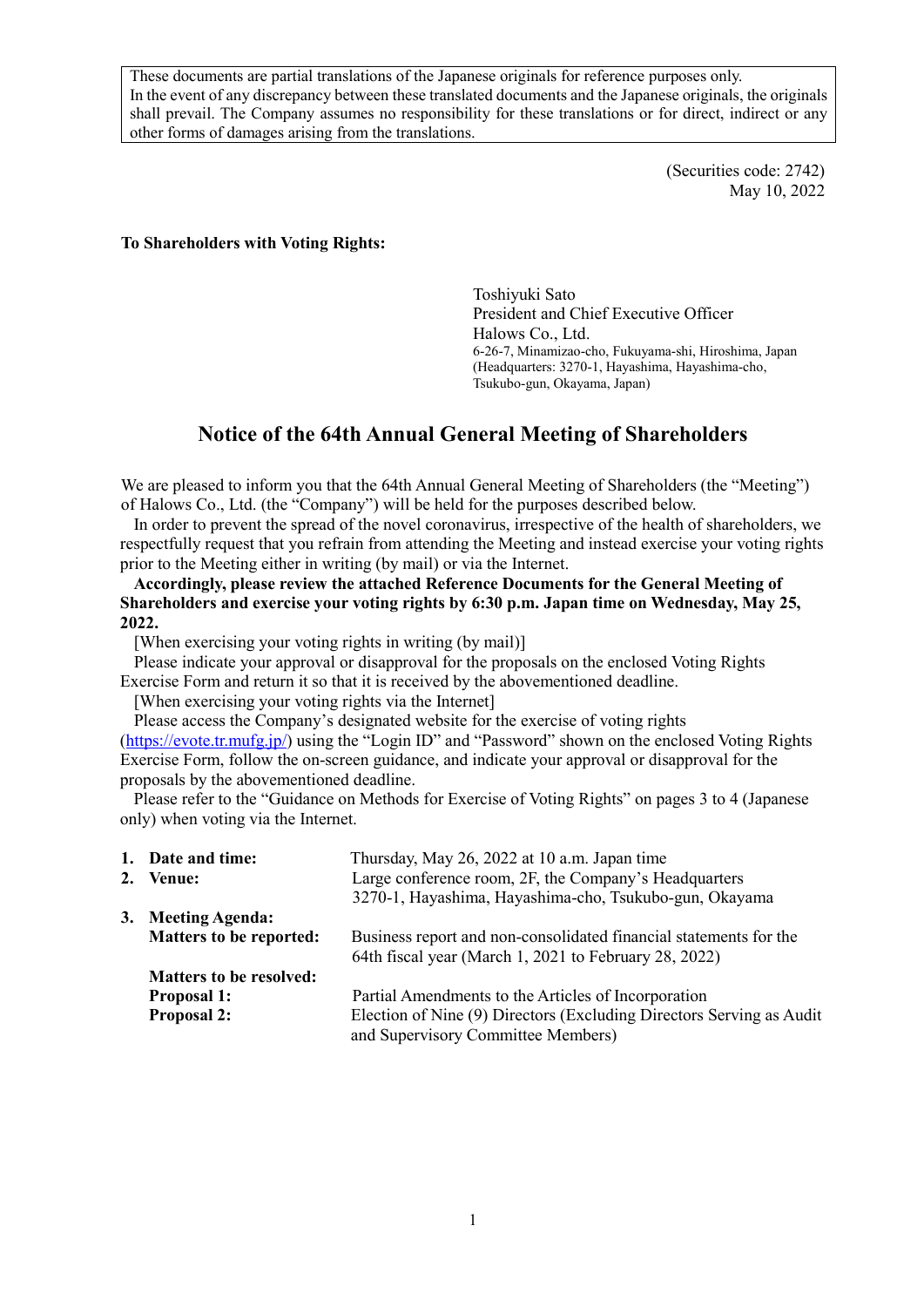These documents are partial translations of the Japanese originals for reference purposes only. In the event of any discrepancy between these translated documents and the Japanese originals, the originals shall prevail. The Company assumes no responsibility for these translations or for direct, indirect or any other forms of damages arising from the translations.

(Securities code: 2742)
May 10, 2022

**To Shareholders with Voting Rights:**

Toshiyuki Sato
President and Chief Executive Officer
Halows Co., Ltd.
6-26-7, Minamizao-cho, Fukuyama-shi, Hiroshima, Japan
(Headquarters: 3270-1, Hayashima, Hayashima-cho, Tsukubo-gun, Okayama, Japan)

# Notice of the 64th Annual General Meeting of Shareholders

We are pleased to inform you that the 64th Annual General Meeting of Shareholders (the "Meeting") of Halows Co., Ltd. (the "Company") will be held for the purposes described below.

In order to prevent the spread of the novel coronavirus, irrespective of the health of shareholders, we respectfully request that you refrain from attending the Meeting and instead exercise your voting rights prior to the Meeting either in writing (by mail) or via the Internet.

**Accordingly, please review the attached Reference Documents for the General Meeting of Shareholders and exercise your voting rights by 6:30 p.m. Japan time on Wednesday, May 25, 2022.**

[When exercising your voting rights in writing (by mail)]

Please indicate your approval or disapproval for the proposals on the enclosed Voting Rights Exercise Form and return it so that it is received by the abovementioned deadline.

[When exercising your voting rights via the Internet]

Please access the Company's designated website for the exercise of voting rights (https://evote.tr.mufg.jp/) using the "Login ID" and "Password" shown on the enclosed Voting Rights Exercise Form, follow the on-screen guidance, and indicate your approval or disapproval for the proposals by the abovementioned deadline.

Please refer to the "Guidance on Methods for Exercise of Voting Rights" on pages 3 to 4 (Japanese only) when voting via the Internet.

1. **Date and time:** Thursday, May 26, 2022 at 10 a.m. Japan time
2. **Venue:** Large conference room, 2F, the Company's Headquarters
   3270-1, Hayashima, Hayashima-cho, Tsukubo-gun, Okayama
3. **Meeting Agenda:**

   **Matters to be reported:** Business report and non-consolidated financial statements for the 64th fiscal year (March 1, 2021 to February 28, 2022)

   **Matters to be resolved:**

   **Proposal 1:** Partial Amendments to the Articles of Incorporation

   **Proposal 2:** Election of Nine (9) Directors (Excluding Directors Serving as Audit and Supervisory Committee Members)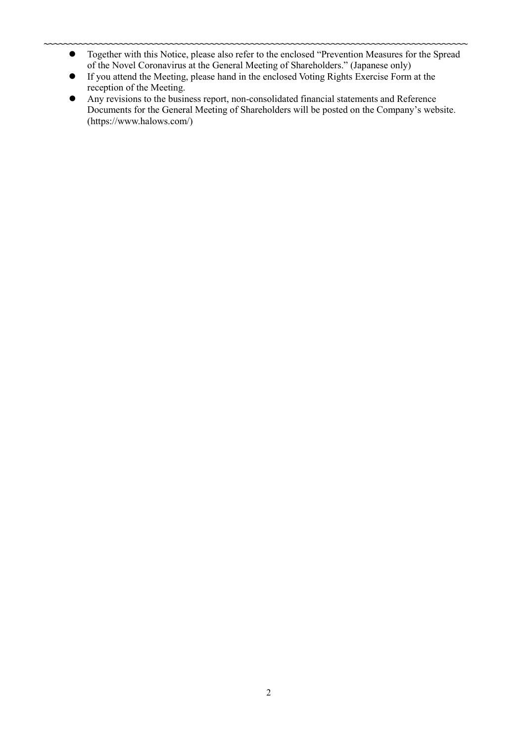- Together with this Notice, please also refer to the enclosed “Prevention Measures for the Spread of the Novel Coronavirus at the General Meeting of Shareholders.” (Japanese only)
- If you attend the Meeting, please hand in the enclosed Voting Rights Exercise Form at the reception of the Meeting.
- Any revisions to the business report, non-consolidated financial statements and Reference Documents for the General Meeting of Shareholders will be posted on the Company’s website. (https://www.halows.com/)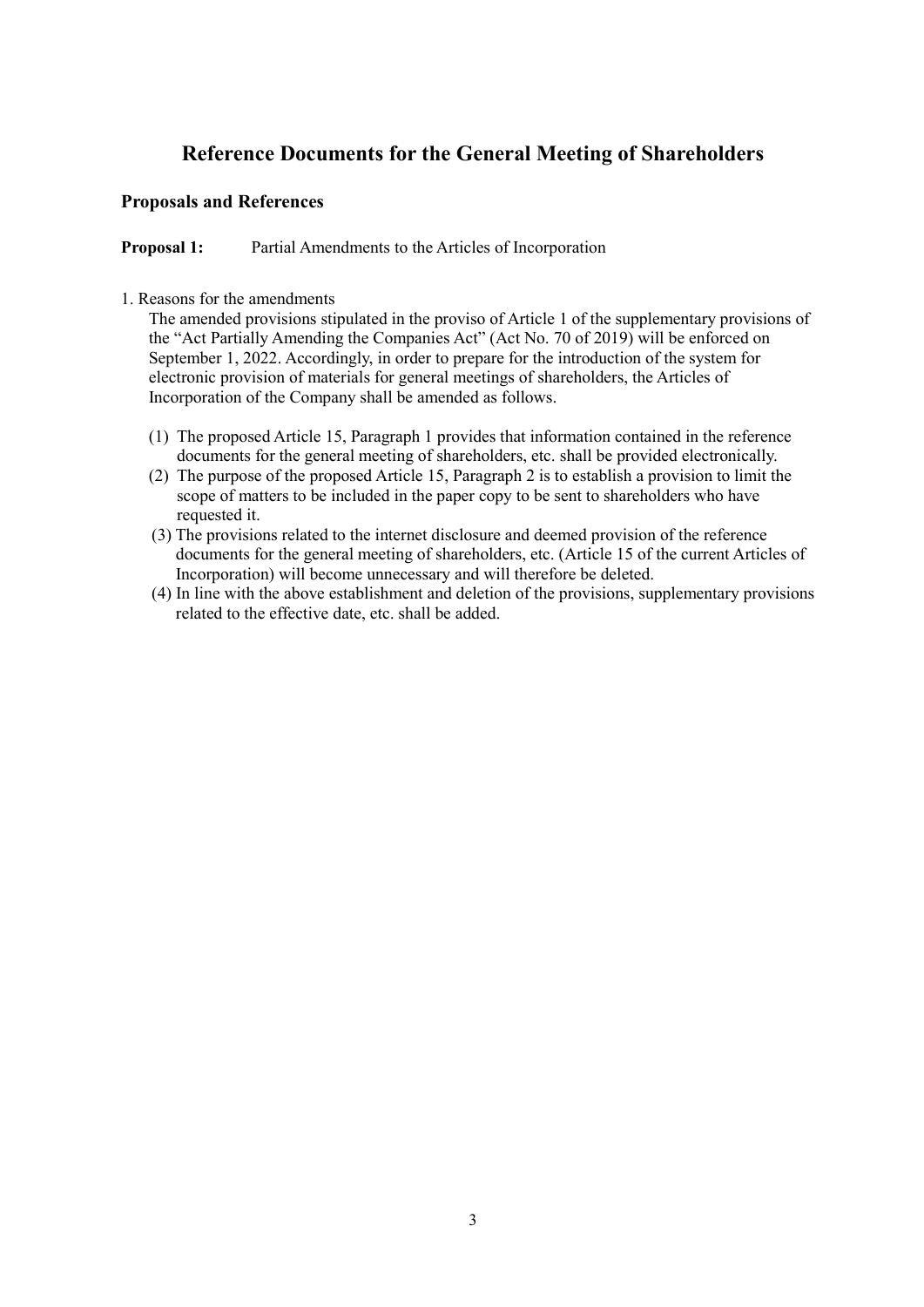# Reference Documents for the General Meeting of Shareholders

## Proposals and References

**Proposal 1:** Partial Amendments to the Articles of Incorporation

1. Reasons for the amendments

The amended provisions stipulated in the proviso of Article 1 of the supplementary provisions of the "Act Partially Amending the Companies Act" (Act No. 70 of 2019) will be enforced on September 1, 2022. Accordingly, in order to prepare for the introduction of the system for electronic provision of materials for general meetings of shareholders, the Articles of Incorporation of the Company shall be amended as follows.

(1) The proposed Article 15, Paragraph 1 provides that information contained in the reference documents for the general meeting of shareholders, etc. shall be provided electronically.

(2) The purpose of the proposed Article 15, Paragraph 2 is to establish a provision to limit the scope of matters to be included in the paper copy to be sent to shareholders who have requested it.

(3) The provisions related to the internet disclosure and deemed provision of the reference documents for the general meeting of shareholders, etc. (Article 15 of the current Articles of Incorporation) will become unnecessary and will therefore be deleted.

(4) In line with the above establishment and deletion of the provisions, supplementary provisions related to the effective date, etc. shall be added.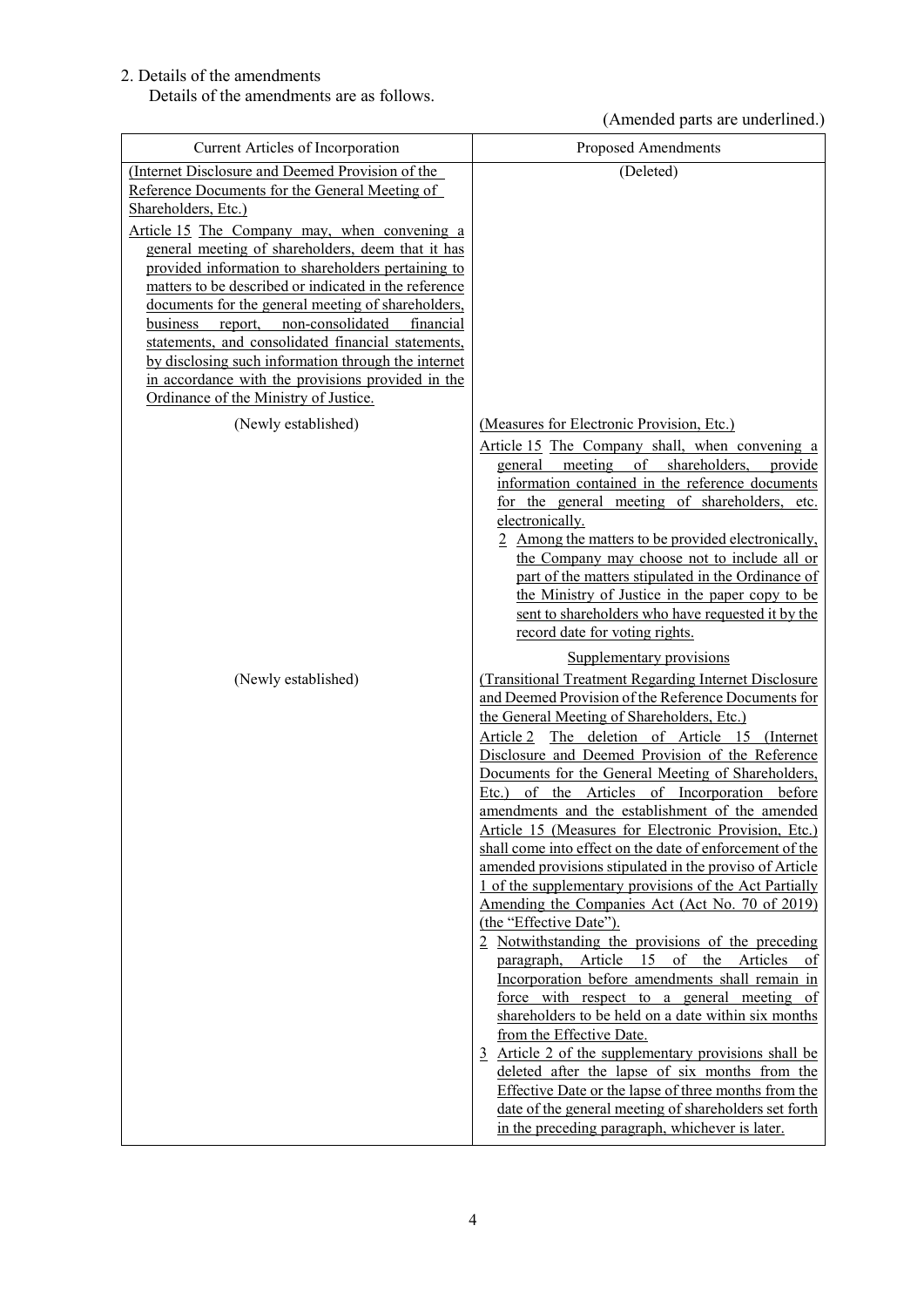2. Details of the amendments

Details of the amendments are as follows.

(Amended parts are underlined.)

| Current Articles of Incorporation | Proposed Amendments |
|---|---|
| (Internet Disclosure and Deemed Provision of the Reference Documents for the General Meeting of Shareholders, Etc.)<br>Article 15 The Company may, when convening a general meeting of shareholders, deem that it has provided information to shareholders pertaining to matters to be described or indicated in the reference documents for the general meeting of shareholders, business report, non-consolidated financial statements, and consolidated financial statements, by disclosing such information through the internet in accordance with the provisions provided in the Ordinance of the Ministry of Justice. | (Deleted) |
| (Newly established) | (Measures for Electronic Provision, Etc.)<br>Article 15 The Company shall, when convening a general meeting of shareholders, provide information contained in the reference documents for the general meeting of shareholders, etc. electronically.<br>2 Among the matters to be provided electronically, the Company may choose not to include all or part of the matters stipulated in the Ordinance of the Ministry of Justice in the paper copy to be sent to shareholders who have requested it by the record date for voting rights. |
| (Newly established) | Supplementary provisions<br>(Transitional Treatment Regarding Internet Disclosure and Deemed Provision of the Reference Documents for the General Meeting of Shareholders, Etc.)<br>Article 2 The deletion of Article 15 (Internet Disclosure and Deemed Provision of the Reference Documents for the General Meeting of Shareholders, Etc.) of the Articles of Incorporation before amendments and the establishment of the amended Article 15 (Measures for Electronic Provision, Etc.) shall come into effect on the date of enforcement of the amended provisions stipulated in the proviso of Article 1 of the supplementary provisions of the Act Partially Amending the Companies Act (Act No. 70 of 2019) (the "Effective Date").<br>2 Notwithstanding the provisions of the preceding paragraph, Article 15 of the Articles of Incorporation before amendments shall remain in force with respect to a general meeting of shareholders to be held on a date within six months from the Effective Date.<br>3 Article 2 of the supplementary provisions shall be deleted after the lapse of six months from the Effective Date or the lapse of three months from the date of the general meeting of shareholders set forth in the preceding paragraph, whichever is later. |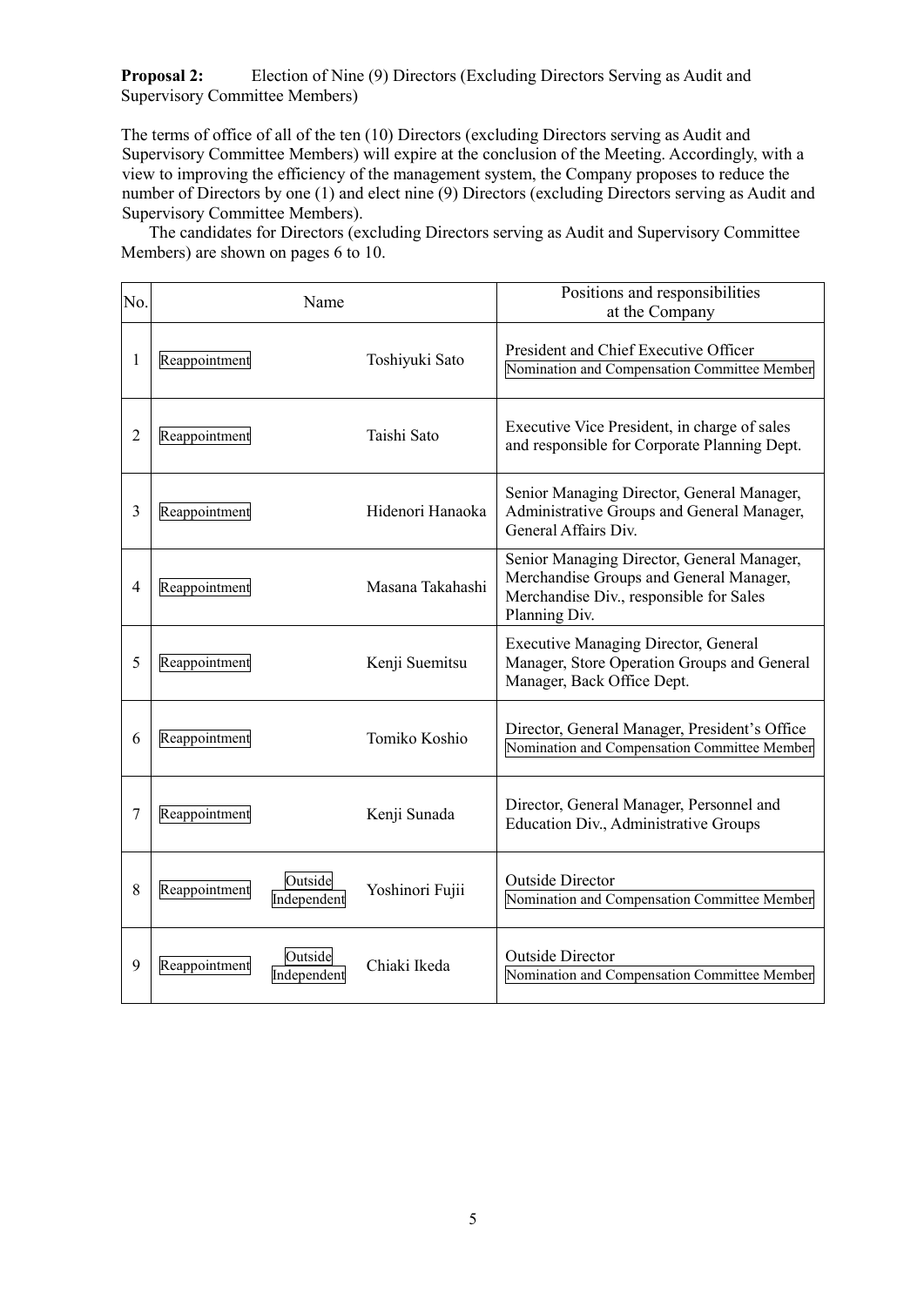**Proposal 2:** Election of Nine (9) Directors (Excluding Directors Serving as Audit and Supervisory Committee Members)

The terms of office of all of the ten (10) Directors (excluding Directors serving as Audit and Supervisory Committee Members) will expire at the conclusion of the Meeting. Accordingly, with a view to improving the efficiency of the management system, the Company proposes to reduce the number of Directors by one (1) and elect nine (9) Directors (excluding Directors serving as Audit and Supervisory Committee Members).

The candidates for Directors (excluding Directors serving as Audit and Supervisory Committee Members) are shown on pages 6 to 10.

| No. | Name | | | Positions and responsibilities at the Company |
|---|---|---|---|---|
| 1 | Reappointment | | Toshiyuki Sato | President and Chief Executive Officer<br>Nomination and Compensation Committee Member |
| 2 | Reappointment | | Taishi Sato | Executive Vice President, in charge of sales and responsible for Corporate Planning Dept. |
| 3 | Reappointment | | Hidenori Hanaoka | Senior Managing Director, General Manager, Administrative Groups and General Manager, General Affairs Div. |
| 4 | Reappointment | | Masana Takahashi | Senior Managing Director, General Manager, Merchandise Groups and General Manager, Merchandise Div., responsible for Sales Planning Div. |
| 5 | Reappointment | | Kenji Suemitsu | Executive Managing Director, General Manager, Store Operation Groups and General Manager, Back Office Dept. |
| 6 | Reappointment | | Tomiko Koshio | Director, General Manager, President's Office<br>Nomination and Compensation Committee Member |
| 7 | Reappointment | | Kenji Sunada | Director, General Manager, Personnel and Education Div., Administrative Groups |
| 8 | Reappointment | Outside<br>Independent | Yoshinori Fujii | Outside Director<br>Nomination and Compensation Committee Member |
| 9 | Reappointment | Outside<br>Independent | Chiaki Ikeda | Outside Director<br>Nomination and Compensation Committee Member |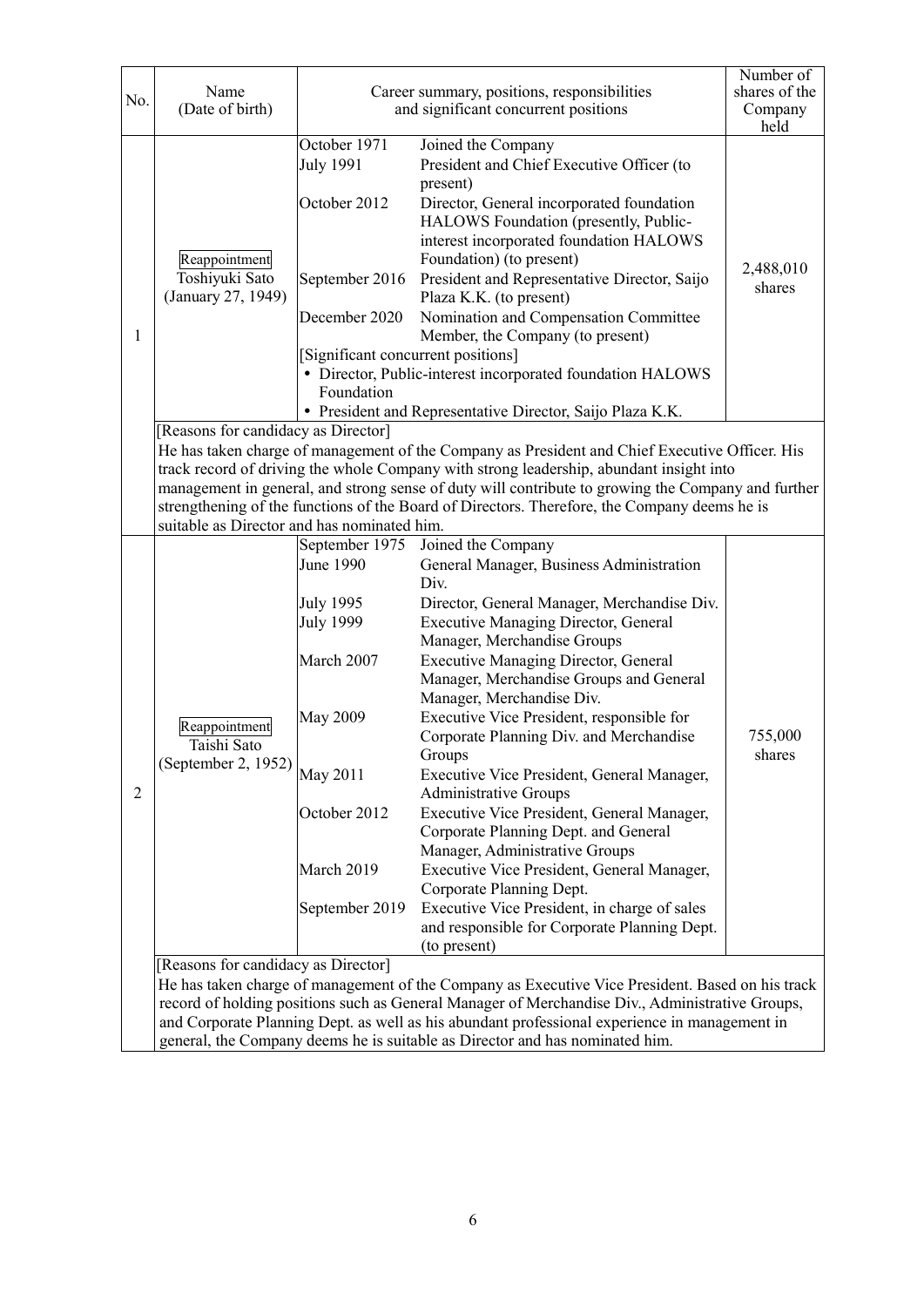| No. | Name (Date of birth) | Career summary, positions, responsibilities and significant concurrent positions | | Number of shares of the Company held |
|---|---|---|---|---|
| 1 | Reappointment<br>Toshiyuki Sato<br>(January 27, 1949) | October 1971 | Joined the Company | 2,488,010 shares |
| | | July 1991 | President and Chief Executive Officer (to present) | |
| | | October 2012 | Director, General incorporated foundation HALOWS Foundation (presently, Public-interest incorporated foundation HALOWS Foundation) (to present) | |
| | | September 2016 | President and Representative Director, Saijo Plaza K.K. (to present) | |
| | | December 2020 | Nomination and Compensation Committee Member, the Company (to present) | |
| | | [Significant concurrent positions]<br>• Director, Public-interest incorporated foundation HALOWS Foundation<br>• President and Representative Director, Saijo Plaza K.K. | | |
| | [Reasons for candidacy as Director]<br>He has taken charge of management of the Company as President and Chief Executive Officer. His track record of driving the whole Company with strong leadership, abundant insight into management in general, and strong sense of duty will contribute to growing the Company and further strengthening of the functions of the Board of Directors. Therefore, the Company deems he is suitable as Director and has nominated him. | | | |
| 2 | Reappointment<br>Taishi Sato<br>(September 2, 1952) | September 1975 | Joined the Company | 755,000 shares |
| | | June 1990 | General Manager, Business Administration Div. | |
| | | July 1995 | Director, General Manager, Merchandise Div. | |
| | | July 1999 | Executive Managing Director, General Manager, Merchandise Groups | |
| | | March 2007 | Executive Managing Director, General Manager, Merchandise Groups and General Manager, Merchandise Div. | |
| | | May 2009 | Executive Vice President, responsible for Corporate Planning Div. and Merchandise Groups | |
| | | May 2011 | Executive Vice President, General Manager, Administrative Groups | |
| | | October 2012 | Executive Vice President, General Manager, Corporate Planning Dept. and General Manager, Administrative Groups | |
| | | March 2019 | Executive Vice President, General Manager, Corporate Planning Dept. | |
| | | September 2019 | Executive Vice President, in charge of sales and responsible for Corporate Planning Dept. (to present) | |
| | [Reasons for candidacy as Director]<br>He has taken charge of management of the Company as Executive Vice President. Based on his track record of holding positions such as General Manager of Merchandise Div., Administrative Groups, and Corporate Planning Dept. as well as his abundant professional experience in management in general, the Company deems he is suitable as Director and has nominated him. | | | |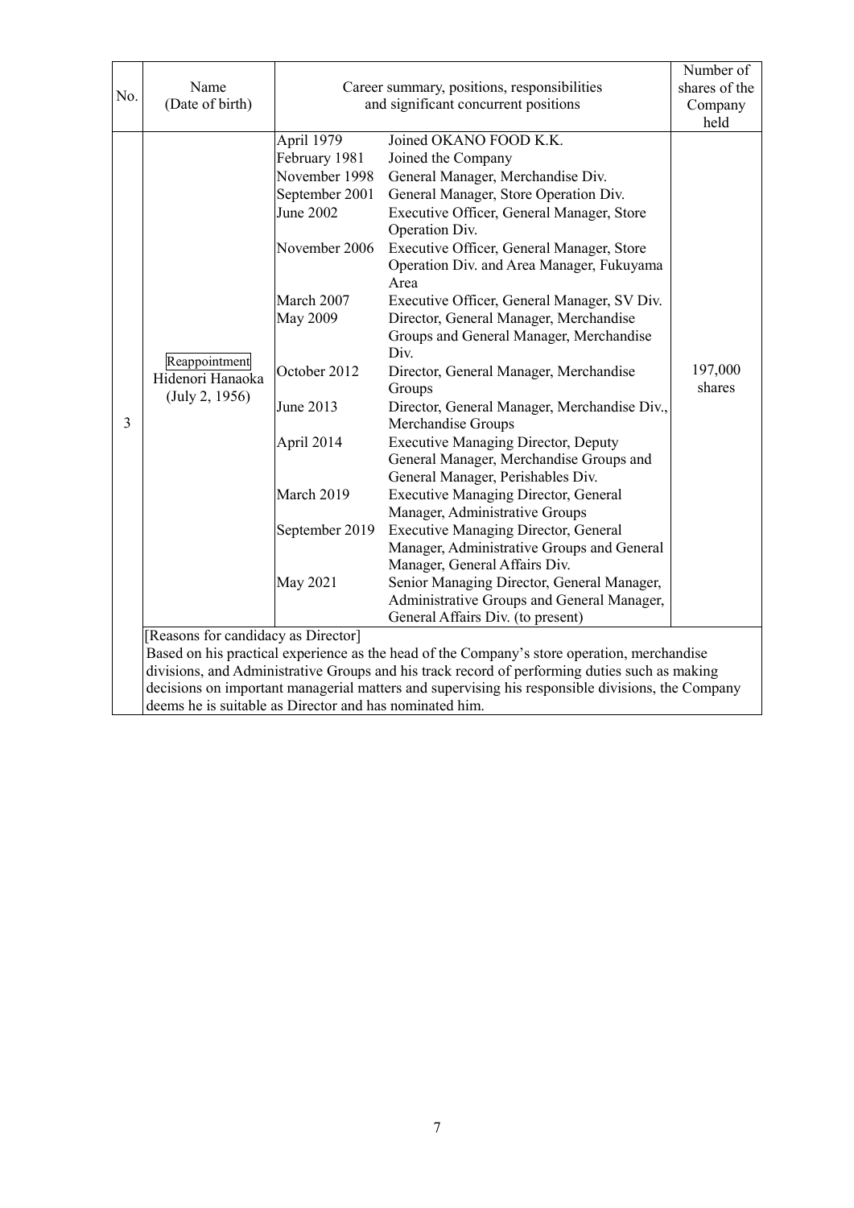| No. | Name (Date of birth) | Career summary, positions, responsibilities and significant concurrent positions | | Number of shares of the Company held |
|---|---|---|---|---|
| 3 | Reappointment<br>Hidenori Hanaoka<br>(July 2, 1956) | April 1979 | Joined OKANO FOOD K.K. | 197,000 shares |
| | | February 1981 | Joined the Company | |
| | | November 1998 | General Manager, Merchandise Div. | |
| | | September 2001 | General Manager, Store Operation Div. | |
| | | June 2002 | Executive Officer, General Manager, Store Operation Div. | |
| | | November 2006 | Executive Officer, General Manager, Store Operation Div. and Area Manager, Fukuyama Area | |
| | | March 2007 | Executive Officer, General Manager, SV Div. | |
| | | May 2009 | Director, General Manager, Merchandise Groups and General Manager, Merchandise Div. | |
| | | October 2012 | Director, General Manager, Merchandise Groups | |
| | | June 2013 | Director, General Manager, Merchandise Div., Merchandise Groups | |
| | | April 2014 | Executive Managing Director, Deputy General Manager, Merchandise Groups and General Manager, Perishables Div. | |
| | | March 2019 | Executive Managing Director, General Manager, Administrative Groups | |
| | | September 2019 | Executive Managing Director, General Manager, Administrative Groups and General Manager, General Affairs Div. | |
| | | May 2021 | Senior Managing Director, General Manager, Administrative Groups and General Manager, General Affairs Div. (to present) | |

[Reasons for candidacy as Director]
Based on his practical experience as the head of the Company's store operation, merchandise divisions, and Administrative Groups and his track record of performing duties such as making decisions on important managerial matters and supervising his responsible divisions, the Company deems he is suitable as Director and has nominated him.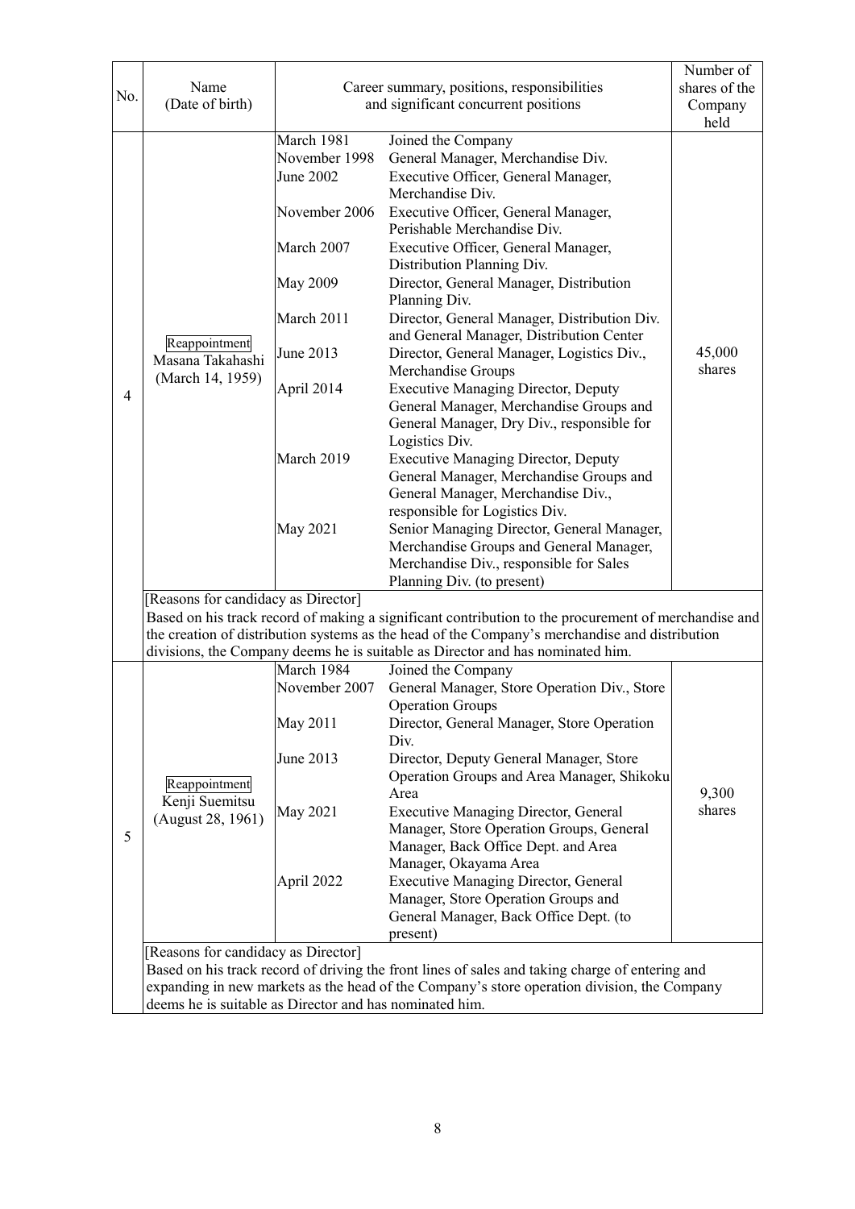| No. | Name (Date of birth) | Career summary, positions, responsibilities and significant concurrent positions | | Number of shares of the Company held |
|---|---|---|---|---|
| 4 | Reappointment<br>Masana Takahashi<br>(March 14, 1959) | March 1981 | Joined the Company | 45,000 shares |
| | | November 1998 | General Manager, Merchandise Div. | |
| | | June 2002 | Executive Officer, General Manager, Merchandise Div. | |
| | | November 2006 | Executive Officer, General Manager, Perishable Merchandise Div. | |
| | | March 2007 | Executive Officer, General Manager, Distribution Planning Div. | |
| | | May 2009 | Director, General Manager, Distribution Planning Div. | |
| | | March 2011 | Director, General Manager, Distribution Div. and General Manager, Distribution Center | |
| | | June 2013 | Director, General Manager, Logistics Div., Merchandise Groups | |
| | | April 2014 | Executive Managing Director, Deputy General Manager, Merchandise Groups and General Manager, Dry Div., responsible for Logistics Div. | |
| | | March 2019 | Executive Managing Director, Deputy General Manager, Merchandise Groups and General Manager, Merchandise Div., responsible for Logistics Div. | |
| | | May 2021 | Senior Managing Director, General Manager, Merchandise Groups and General Manager, Merchandise Div., responsible for Sales Planning Div. (to present) | |
| | [Reasons for candidacy as Director]<br>Based on his track record of making a significant contribution to the procurement of merchandise and the creation of distribution systems as the head of the Company's merchandise and distribution divisions, the Company deems he is suitable as Director and has nominated him. | | | |
| 5 | Reappointment<br>Kenji Suemitsu<br>(August 28, 1961) | March 1984 | Joined the Company | 9,300 shares |
| | | November 2007 | General Manager, Store Operation Div., Store Operation Groups | |
| | | May 2011 | Director, General Manager, Store Operation Div. | |
| | | June 2013 | Director, Deputy General Manager, Store Operation Groups and Area Manager, Shikoku Area | |
| | | May 2021 | Executive Managing Director, General Manager, Store Operation Groups, General Manager, Back Office Dept. and Area Manager, Okayama Area | |
| | | April 2022 | Executive Managing Director, General Manager, Store Operation Groups and General Manager, Back Office Dept. (to present) | |
| | [Reasons for candidacy as Director]<br>Based on his track record of driving the front lines of sales and taking charge of entering and expanding in new markets as the head of the Company's store operation division, the Company deems he is suitable as Director and has nominated him. | | | |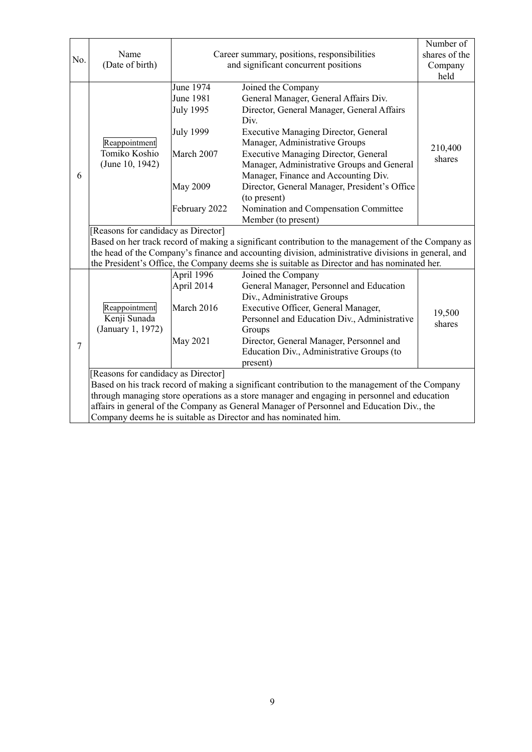| No. | Name (Date of birth) | Career summary, positions, responsibilities and significant concurrent positions | | Number of shares of the Company held |
|---|---|---|---|---|
| 6 | Reappointment<br>Tomiko Koshio<br>(June 10, 1942) | June 1974 | Joined the Company | 210,400 shares |
| | | June 1981 | General Manager, General Affairs Div. | |
| | | July 1995 | Director, General Manager, General Affairs Div. | |
| | | July 1999 | Executive Managing Director, General Manager, Administrative Groups | |
| | | March 2007 | Executive Managing Director, General Manager, Administrative Groups and General Manager, Finance and Accounting Div. | |
| | | May 2009 | Director, General Manager, President's Office (to present) | |
| | | February 2022 | Nomination and Compensation Committee Member (to present) | |
| | [Reasons for candidacy as Director]<br>Based on her track record of making a significant contribution to the management of the Company as the head of the Company's finance and accounting division, administrative divisions in general, and the President's Office, the Company deems she is suitable as Director and has nominated her. | | | |
| 7 | Reappointment<br>Kenji Sunada<br>(January 1, 1972) | April 1996 | Joined the Company | 19,500 shares |
| | | April 2014 | General Manager, Personnel and Education Div., Administrative Groups | |
| | | March 2016 | Executive Officer, General Manager, Personnel and Education Div., Administrative Groups | |
| | | May 2021 | Director, General Manager, Personnel and Education Div., Administrative Groups (to present) | |
| | [Reasons for candidacy as Director]<br>Based on his track record of making a significant contribution to the management of the Company through managing store operations as a store manager and engaging in personnel and education affairs in general of the Company as General Manager of Personnel and Education Div., the Company deems he is suitable as Director and has nominated him. | | | |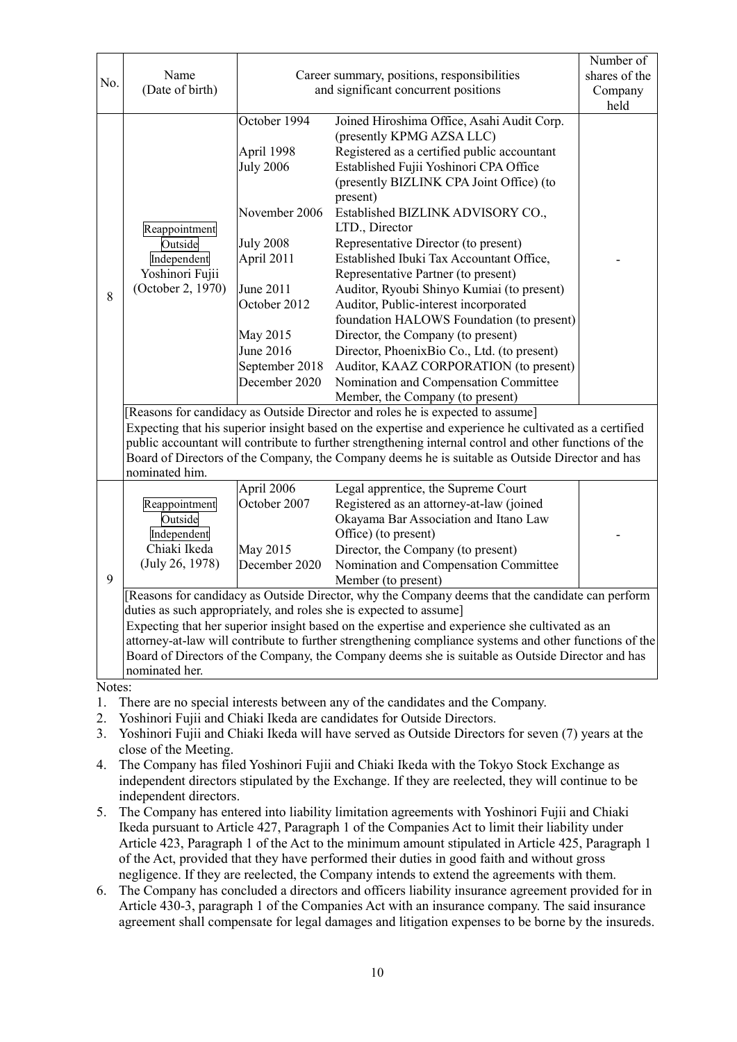| No. | Name (Date of birth) | Career summary, positions, responsibilities and significant concurrent positions | | Number of shares of the Company held |
|---|---|---|---|---|
| 8 | Reappointment<br>Outside<br>Independent<br>Yoshinori Fujii<br>(October 2, 1970) | October 1994<br><br>April 1998<br>July 2006<br><br><br>November 2006<br><br>July 2008<br>April 2011<br><br>June 2011<br>October 2012<br><br>May 2015<br>June 2016<br>September 2018<br>December 2020 | Joined Hiroshima Office, Asahi Audit Corp. (presently KPMG AZSA LLC)<br>Registered as a certified public accountant<br>Established Fujii Yoshinori CPA Office (presently BIZLINK CPA Joint Office) (to present)<br>Established BIZLINK ADVISORY CO., LTD., Director<br>Representative Director (to present)<br>Established Ibuki Tax Accountant Office, Representative Partner (to present)<br>Auditor, Ryoubi Shinyo Kumiai (to present)<br>Auditor, Public-interest incorporated foundation HALOWS Foundation (to present)<br>Director, the Company (to present)<br>Director, PhoenixBio Co., Ltd. (to present)<br>Auditor, KAAZ CORPORATION (to present)<br>Nomination and Compensation Committee Member, the Company (to present) | - |
| | [Reasons for candidacy as Outside Director and roles he is expected to assume]<br>Expecting that his superior insight based on the expertise and experience he cultivated as a certified public accountant will contribute to further strengthening internal control and other functions of the Board of Directors of the Company, the Company deems he is suitable as Outside Director and has nominated him. | | | |
| 9 | Reappointment<br>Outside<br>Independent<br>Chiaki Ikeda<br>(July 26, 1978) | April 2006<br>October 2007<br><br><br>May 2015<br>December 2020 | Legal apprentice, the Supreme Court<br>Registered as an attorney-at-law (joined Okayama Bar Association and Itano Law Office) (to present)<br>Director, the Company (to present)<br>Nomination and Compensation Committee Member (to present) | - |
| | [Reasons for candidacy as Outside Director, why the Company deems that the candidate can perform duties as such appropriately, and roles she is expected to assume]<br>Expecting that her superior insight based on the expertise and experience she cultivated as an attorney-at-law will contribute to further strengthening compliance systems and other functions of the Board of Directors of the Company, the Company deems she is suitable as Outside Director and has nominated her. | | | |

Notes:

1. There are no special interests between any of the candidates and the Company.
2. Yoshinori Fujii and Chiaki Ikeda are candidates for Outside Directors.
3. Yoshinori Fujii and Chiaki Ikeda will have served as Outside Directors for seven (7) years at the close of the Meeting.
4. The Company has filed Yoshinori Fujii and Chiaki Ikeda with the Tokyo Stock Exchange as independent directors stipulated by the Exchange. If they are reelected, they will continue to be independent directors.
5. The Company has entered into liability limitation agreements with Yoshinori Fujii and Chiaki Ikeda pursuant to Article 427, Paragraph 1 of the Companies Act to limit their liability under Article 423, Paragraph 1 of the Act to the minimum amount stipulated in Article 425, Paragraph 1 of the Act, provided that they have performed their duties in good faith and without gross negligence. If they are reelected, the Company intends to extend the agreements with them.
6. The Company has concluded a directors and officers liability insurance agreement provided for in Article 430-3, paragraph 1 of the Companies Act with an insurance company. The said insurance agreement shall compensate for legal damages and litigation expenses to be borne by the insureds.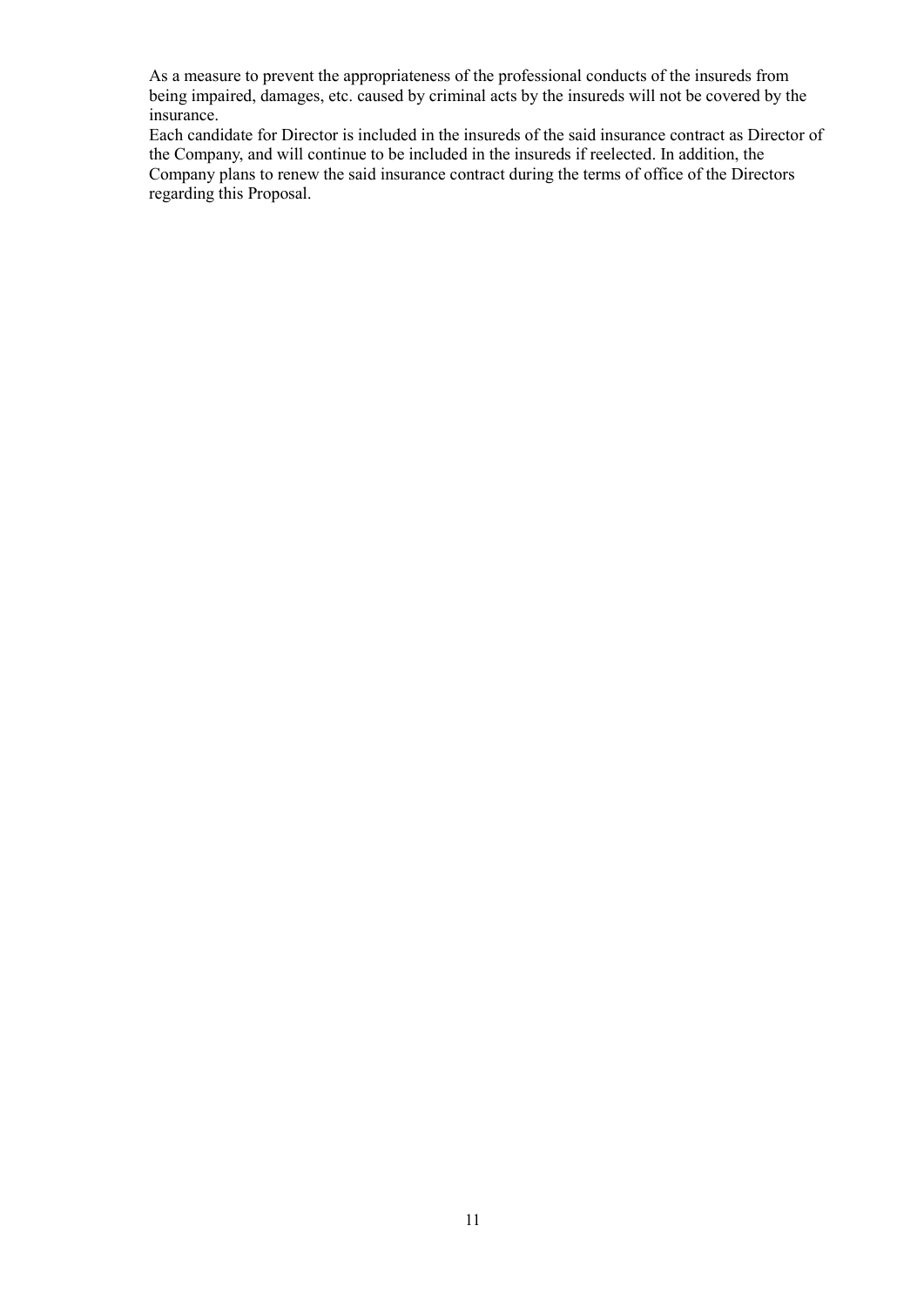As a measure to prevent the appropriateness of the professional conducts of the insureds from being impaired, damages, etc. caused by criminal acts by the insureds will not be covered by the insurance.

Each candidate for Director is included in the insureds of the said insurance contract as Director of the Company, and will continue to be included in the insureds if reelected. In addition, the Company plans to renew the said insurance contract during the terms of office of the Directors regarding this Proposal.